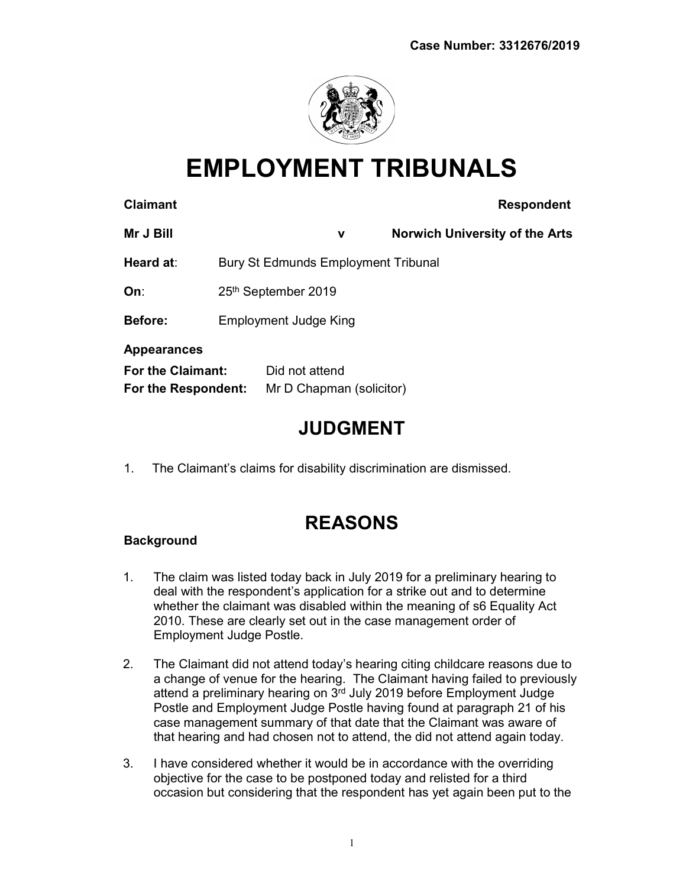Case Number: 3312676/2019

# EMPLOYMENT TRIBUNALS

**Claimant** **Respondent**

**Mr J Bill** **v** **Norwich University of the Arts**

**Heard at**: Bury St Edmunds Employment Tribunal

**On**: 25th September 2019

**Before:** Employment Judge King

**Appearances**

**For the Claimant:** Did not attend
**For the Respondent:** Mr D Chapman (solicitor)

## JUDGMENT

1. The Claimant's claims for disability discrimination are dismissed.

## REASONS

**Background**

1. The claim was listed today back in July 2019 for a preliminary hearing to deal with the respondent's application for a strike out and to determine whether the claimant was disabled within the meaning of s6 Equality Act 2010. These are clearly set out in the case management order of Employment Judge Postle.

2. The Claimant did not attend today's hearing citing childcare reasons due to a change of venue for the hearing. The Claimant having failed to previously attend a preliminary hearing on 3rd July 2019 before Employment Judge Postle and Employment Judge Postle having found at paragraph 21 of his case management summary of that date that the Claimant was aware of that hearing and had chosen not to attend, the did not attend again today.

3. I have considered whether it would be in accordance with the overriding objective for the case to be postponed today and relisted for a third occasion but considering that the respondent has yet again been put to the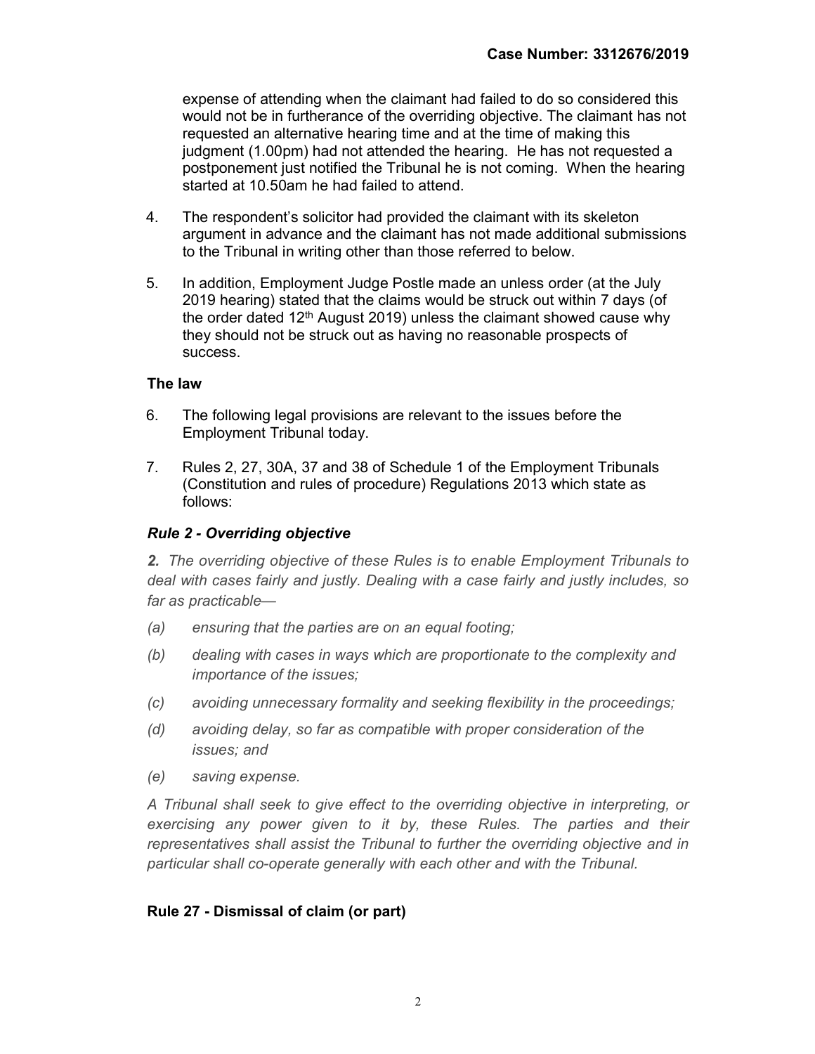expense of attending when the claimant had failed to do so considered this would not be in furtherance of the overriding objective. The claimant has not requested an alternative hearing time and at the time of making this judgment (1.00pm) had not attended the hearing. He has not requested a postponement just notified the Tribunal he is not coming. When the hearing started at 10.50am he had failed to attend.

4. The respondent's solicitor had provided the claimant with its skeleton argument in advance and the claimant has not made additional submissions to the Tribunal in writing other than those referred to below.

5. In addition, Employment Judge Postle made an unless order (at the July 2019 hearing) stated that the claims would be struck out within 7 days (of the order dated 12th August 2019) unless the claimant showed cause why they should not be struck out as having no reasonable prospects of success.

### The law

6. The following legal provisions are relevant to the issues before the Employment Tribunal today.

7. Rules 2, 27, 30A, 37 and 38 of Schedule 1 of the Employment Tribunals (Constitution and rules of procedure) Regulations 2013 which state as follows:

#### *Rule 2 - Overriding objective*

***2.*** *The overriding objective of these Rules is to enable Employment Tribunals to deal with cases fairly and justly. Dealing with a case fairly and justly includes, so far as practicable—*

*(a) ensuring that the parties are on an equal footing;*

*(b) dealing with cases in ways which are proportionate to the complexity and importance of the issues;*

*(c) avoiding unnecessary formality and seeking flexibility in the proceedings;*

*(d) avoiding delay, so far as compatible with proper consideration of the issues; and*

*(e) saving expense.*

*A Tribunal shall seek to give effect to the overriding objective in interpreting, or exercising any power given to it by, these Rules. The parties and their representatives shall assist the Tribunal to further the overriding objective and in particular shall co-operate generally with each other and with the Tribunal.*

#### Rule 27 - Dismissal of claim (or part)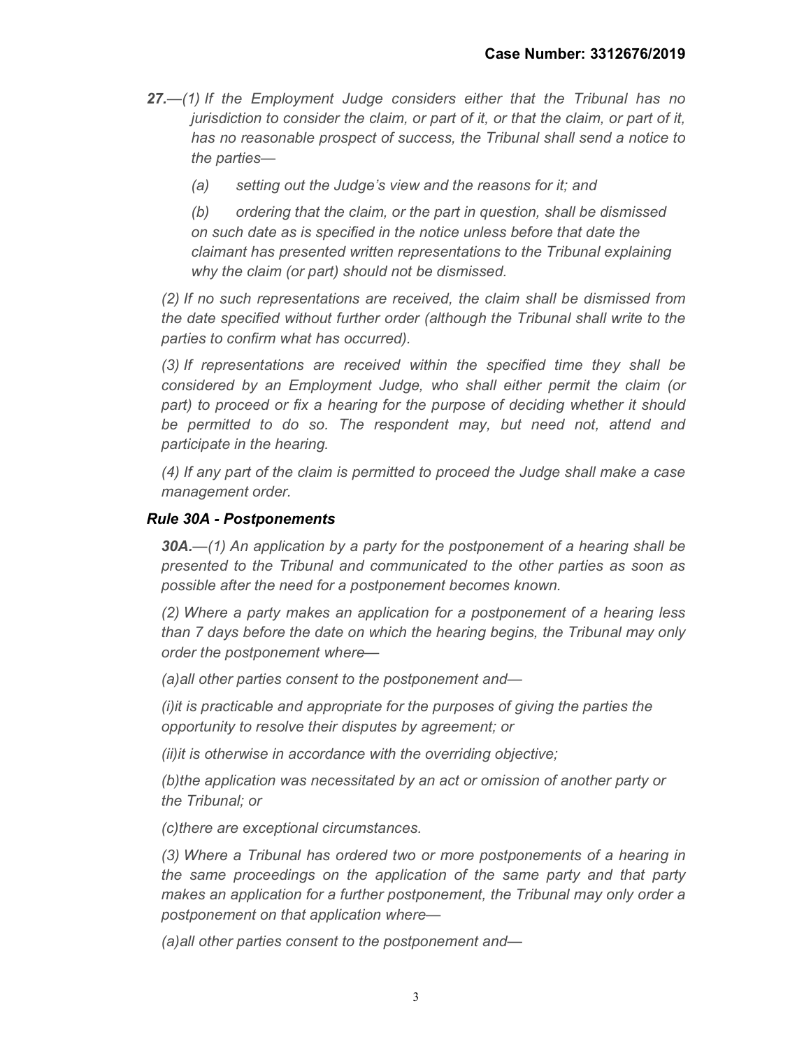***27.**—(1) If the Employment Judge considers either that the Tribunal has no jurisdiction to consider the claim, or part of it, or that the claim, or part of it, has no reasonable prospect of success, the Tribunal shall send a notice to the parties—*

*(a) setting out the Judge's view and the reasons for it; and*

*(b) ordering that the claim, or the part in question, shall be dismissed on such date as is specified in the notice unless before that date the claimant has presented written representations to the Tribunal explaining why the claim (or part) should not be dismissed.*

*(2) If no such representations are received, the claim shall be dismissed from the date specified without further order (although the Tribunal shall write to the parties to confirm what has occurred).*

*(3) If representations are received within the specified time they shall be considered by an Employment Judge, who shall either permit the claim (or part) to proceed or fix a hearing for the purpose of deciding whether it should be permitted to do so. The respondent may, but need not, attend and participate in the hearing.*

*(4) If any part of the claim is permitted to proceed the Judge shall make a case management order.*

***Rule 30A - Postponements***

***30A.**—(1) An application by a party for the postponement of a hearing shall be presented to the Tribunal and communicated to the other parties as soon as possible after the need for a postponement becomes known.*

*(2) Where a party makes an application for a postponement of a hearing less than 7 days before the date on which the hearing begins, the Tribunal may only order the postponement where—*

*(a)all other parties consent to the postponement and—*

*(i)it is practicable and appropriate for the purposes of giving the parties the opportunity to resolve their disputes by agreement; or*

*(ii)it is otherwise in accordance with the overriding objective;*

*(b)the application was necessitated by an act or omission of another party or the Tribunal; or*

*(c)there are exceptional circumstances.*

*(3) Where a Tribunal has ordered two or more postponements of a hearing in the same proceedings on the application of the same party and that party makes an application for a further postponement, the Tribunal may only order a postponement on that application where—*

*(a)all other parties consent to the postponement and—*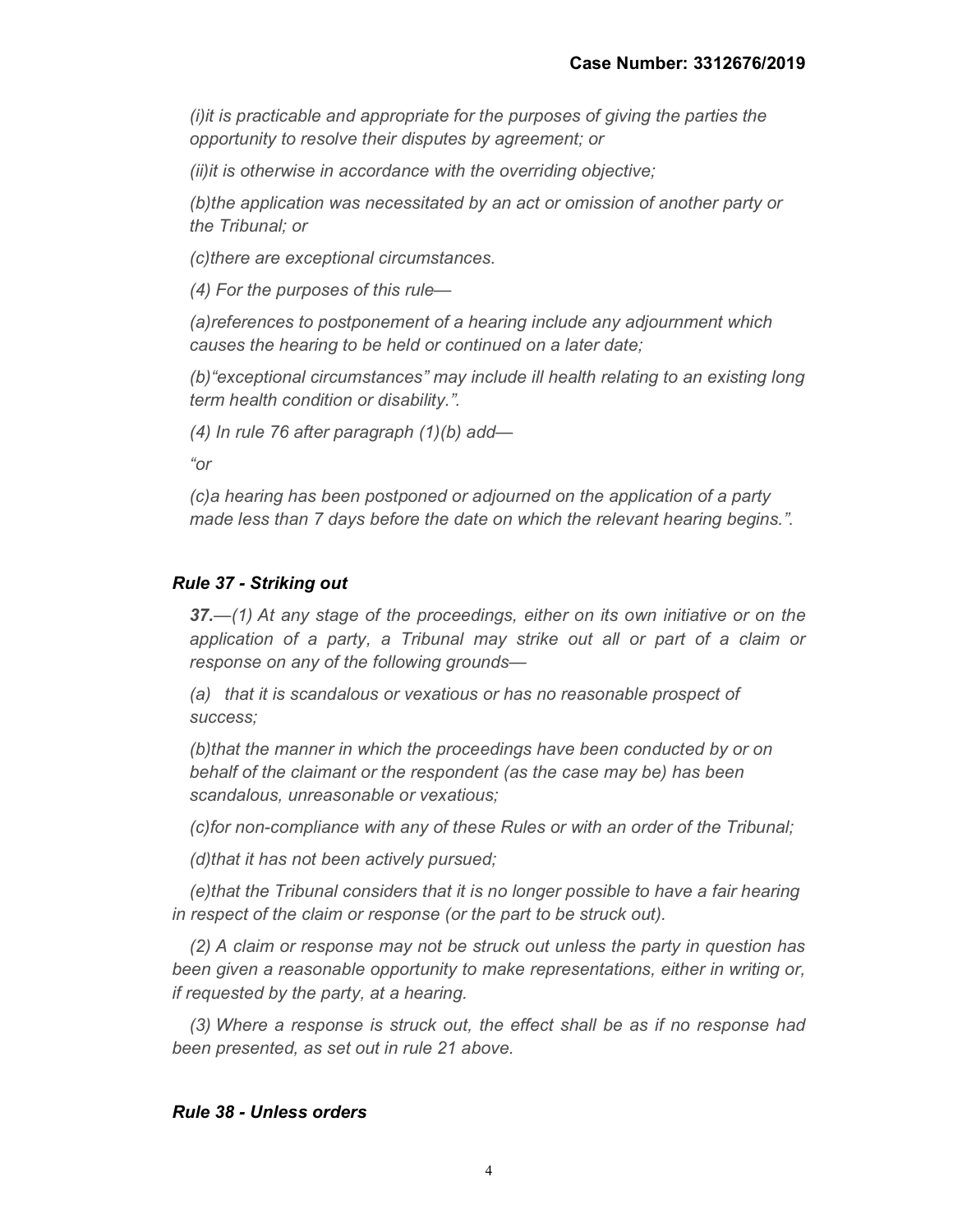*(i)it is practicable and appropriate for the purposes of giving the parties the opportunity to resolve their disputes by agreement; or*

*(ii)it is otherwise in accordance with the overriding objective;*

*(b)the application was necessitated by an act or omission of another party or the Tribunal; or*

*(c)there are exceptional circumstances.*

*(4) For the purposes of this rule—*

*(a)references to postponement of a hearing include any adjournment which causes the hearing to be held or continued on a later date;*

*(b)"exceptional circumstances" may include ill health relating to an existing long term health condition or disability.".*

*(4) In rule 76 after paragraph (1)(b) add—*

*"or*

*(c)a hearing has been postponed or adjourned on the application of a party made less than 7 days before the date on which the relevant hearing begins.".*

### *Rule 37 - Striking out*

***37.****—(1) At any stage of the proceedings, either on its own initiative or on the application of a party, a Tribunal may strike out all or part of a claim or response on any of the following grounds—*

*(a) that it is scandalous or vexatious or has no reasonable prospect of success;*

*(b)that the manner in which the proceedings have been conducted by or on behalf of the claimant or the respondent (as the case may be) has been scandalous, unreasonable or vexatious;*

*(c)for non-compliance with any of these Rules or with an order of the Tribunal;*

*(d)that it has not been actively pursued;*

*(e)that the Tribunal considers that it is no longer possible to have a fair hearing in respect of the claim or response (or the part to be struck out).*

*(2) A claim or response may not be struck out unless the party in question has been given a reasonable opportunity to make representations, either in writing or, if requested by the party, at a hearing.*

*(3) Where a response is struck out, the effect shall be as if no response had been presented, as set out in rule 21 above.*

### *Rule 38 - Unless orders*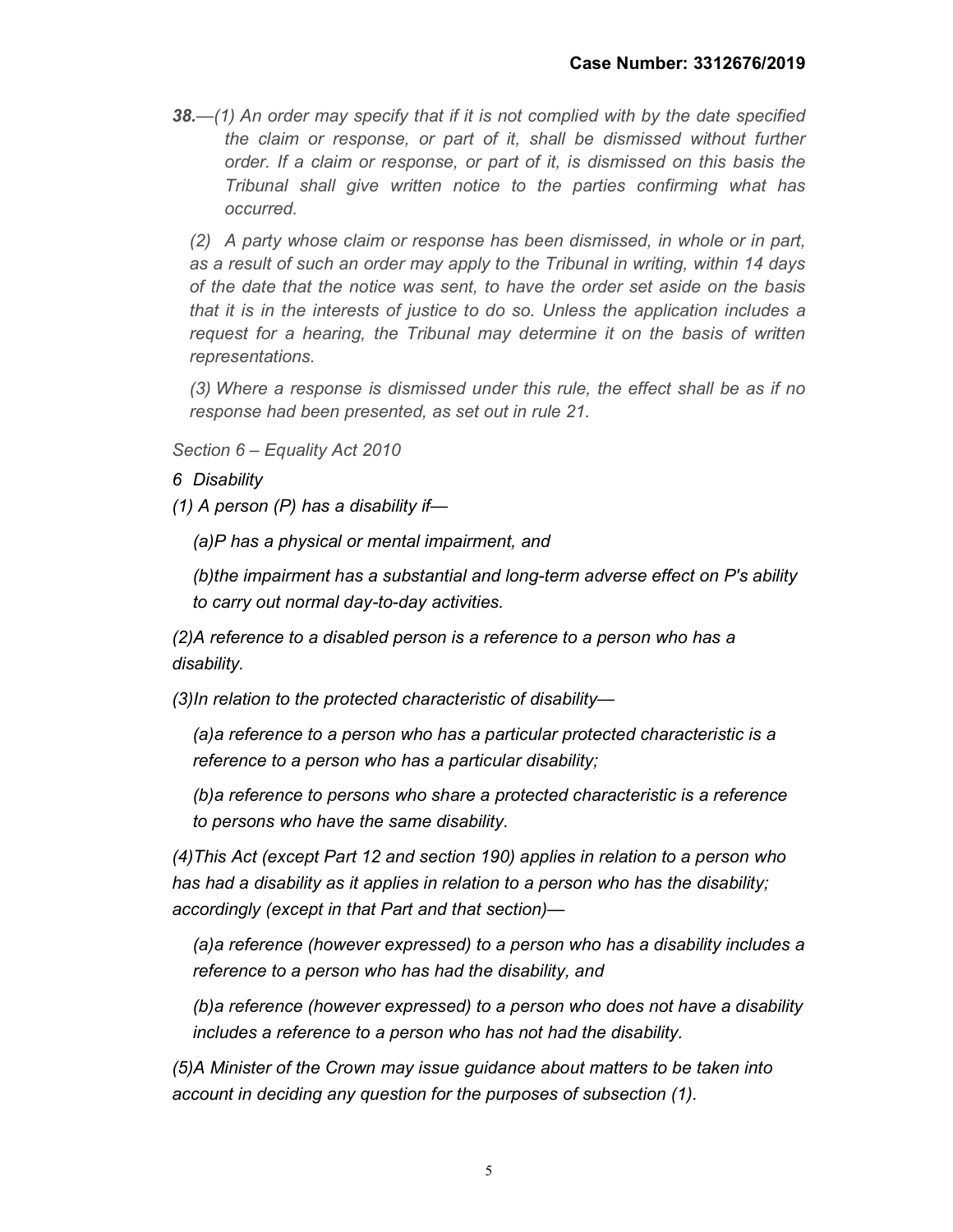***38.**—(1) An order may specify that if it is not complied with by the date specified the claim or response, or part of it, shall be dismissed without further order. If a claim or response, or part of it, is dismissed on this basis the Tribunal shall give written notice to the parties confirming what has occurred.*

*(2) A party whose claim or response has been dismissed, in whole or in part, as a result of such an order may apply to the Tribunal in writing, within 14 days of the date that the notice was sent, to have the order set aside on the basis that it is in the interests of justice to do so. Unless the application includes a request for a hearing, the Tribunal may determine it on the basis of written representations.*

*(3) Where a response is dismissed under this rule, the effect shall be as if no response had been presented, as set out in rule 21.*

*Section 6 – Equality Act 2010*

*6 Disability*

*(1) A person (P) has a disability if—*

*(a)P has a physical or mental impairment, and*

*(b)the impairment has a substantial and long-term adverse effect on P's ability to carry out normal day-to-day activities.*

*(2)A reference to a disabled person is a reference to a person who has a disability.*

*(3)In relation to the protected characteristic of disability—*

*(a)a reference to a person who has a particular protected characteristic is a reference to a person who has a particular disability;*

*(b)a reference to persons who share a protected characteristic is a reference to persons who have the same disability.*

*(4)This Act (except Part 12 and section 190) applies in relation to a person who has had a disability as it applies in relation to a person who has the disability; accordingly (except in that Part and that section)—*

*(a)a reference (however expressed) to a person who has a disability includes a reference to a person who has had the disability, and*

*(b)a reference (however expressed) to a person who does not have a disability includes a reference to a person who has not had the disability.*

*(5)A Minister of the Crown may issue guidance about matters to be taken into account in deciding any question for the purposes of subsection (1).*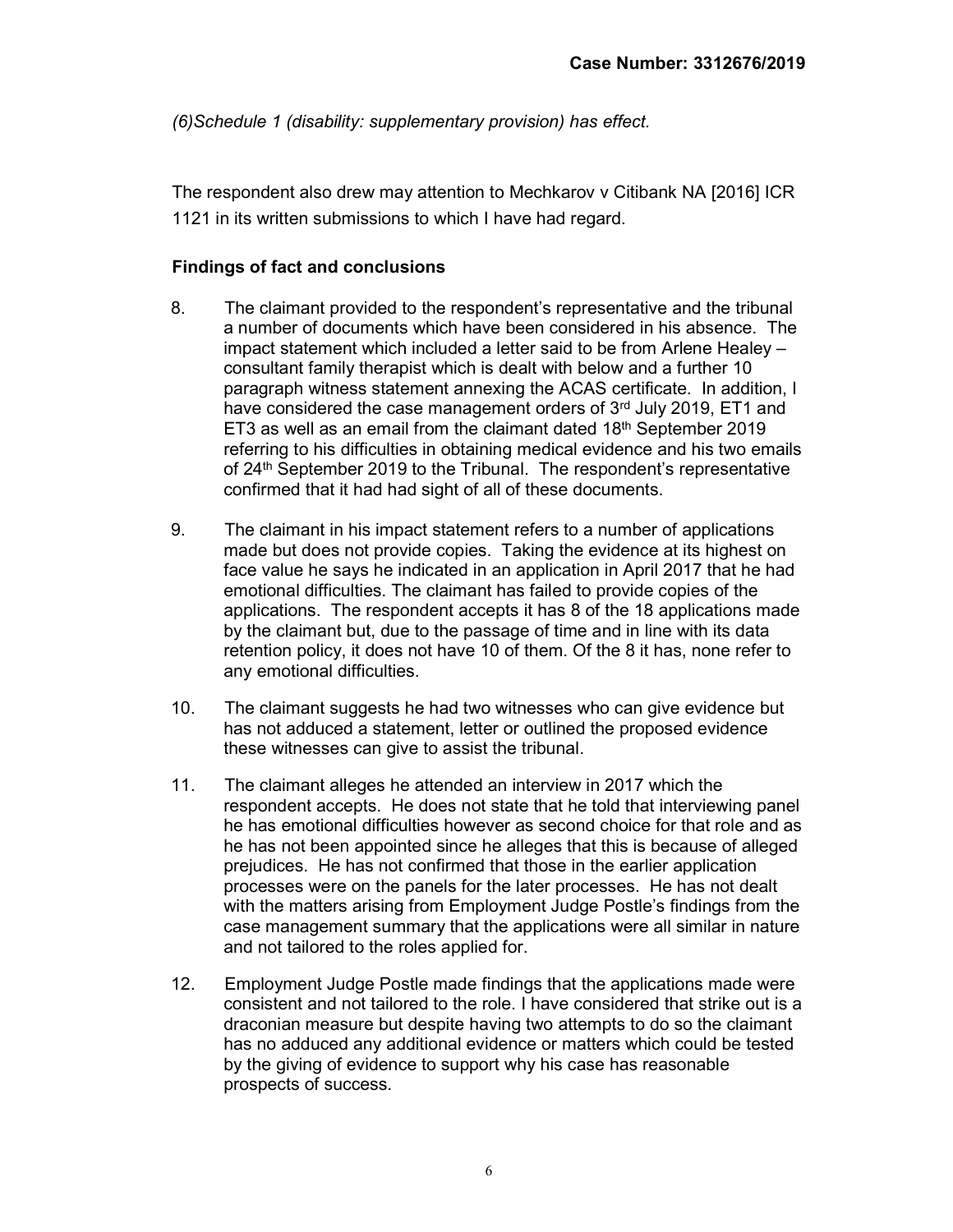*(6)Schedule 1 (disability: supplementary provision) has effect.*

The respondent also drew may attention to Mechkarov v Citibank NA [2016] ICR 1121 in its written submissions to which I have had regard.

**Findings of fact and conclusions**

8. The claimant provided to the respondent's representative and the tribunal a number of documents which have been considered in his absence. The impact statement which included a letter said to be from Arlene Healey – consultant family therapist which is dealt with below and a further 10 paragraph witness statement annexing the ACAS certificate. In addition, I have considered the case management orders of 3rd July 2019, ET1 and ET3 as well as an email from the claimant dated 18th September 2019 referring to his difficulties in obtaining medical evidence and his two emails of 24th September 2019 to the Tribunal. The respondent's representative confirmed that it had had sight of all of these documents.

9. The claimant in his impact statement refers to a number of applications made but does not provide copies. Taking the evidence at its highest on face value he says he indicated in an application in April 2017 that he had emotional difficulties. The claimant has failed to provide copies of the applications. The respondent accepts it has 8 of the 18 applications made by the claimant but, due to the passage of time and in line with its data retention policy, it does not have 10 of them. Of the 8 it has, none refer to any emotional difficulties.

10. The claimant suggests he had two witnesses who can give evidence but has not adduced a statement, letter or outlined the proposed evidence these witnesses can give to assist the tribunal.

11. The claimant alleges he attended an interview in 2017 which the respondent accepts. He does not state that he told that interviewing panel he has emotional difficulties however as second choice for that role and as he has not been appointed since he alleges that this is because of alleged prejudices. He has not confirmed that those in the earlier application processes were on the panels for the later processes. He has not dealt with the matters arising from Employment Judge Postle's findings from the case management summary that the applications were all similar in nature and not tailored to the roles applied for.

12. Employment Judge Postle made findings that the applications made were consistent and not tailored to the role. I have considered that strike out is a draconian measure but despite having two attempts to do so the claimant has no adduced any additional evidence or matters which could be tested by the giving of evidence to support why his case has reasonable prospects of success.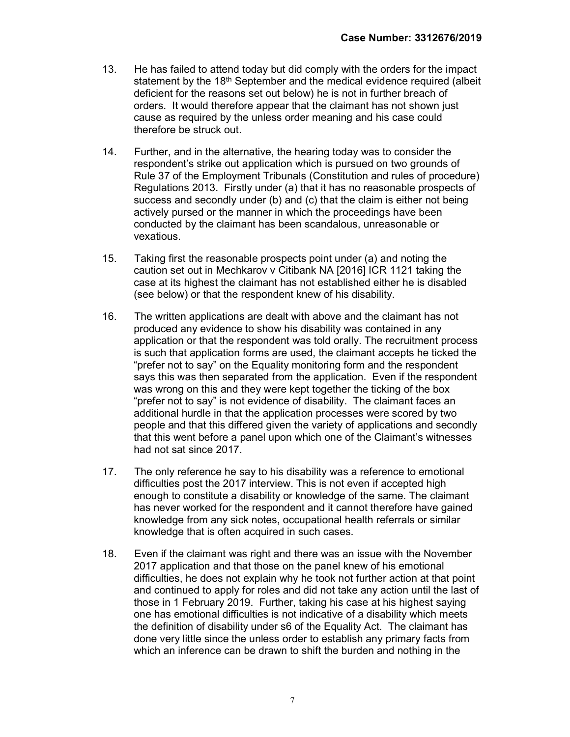13. He has failed to attend today but did comply with the orders for the impact statement by the 18th September and the medical evidence required (albeit deficient for the reasons set out below) he is not in further breach of orders. It would therefore appear that the claimant has not shown just cause as required by the unless order meaning and his case could therefore be struck out.

14. Further, and in the alternative, the hearing today was to consider the respondent's strike out application which is pursued on two grounds of Rule 37 of the Employment Tribunals (Constitution and rules of procedure) Regulations 2013. Firstly under (a) that it has no reasonable prospects of success and secondly under (b) and (c) that the claim is either not being actively pursed or the manner in which the proceedings have been conducted by the claimant has been scandalous, unreasonable or vexatious.

15. Taking first the reasonable prospects point under (a) and noting the caution set out in Mechkarov v Citibank NA [2016] ICR 1121 taking the case at its highest the claimant has not established either he is disabled (see below) or that the respondent knew of his disability.

16. The written applications are dealt with above and the claimant has not produced any evidence to show his disability was contained in any application or that the respondent was told orally. The recruitment process is such that application forms are used, the claimant accepts he ticked the "prefer not to say" on the Equality monitoring form and the respondent says this was then separated from the application. Even if the respondent was wrong on this and they were kept together the ticking of the box "prefer not to say" is not evidence of disability. The claimant faces an additional hurdle in that the application processes were scored by two people and that this differed given the variety of applications and secondly that this went before a panel upon which one of the Claimant's witnesses had not sat since 2017.

17. The only reference he say to his disability was a reference to emotional difficulties post the 2017 interview. This is not even if accepted high enough to constitute a disability or knowledge of the same. The claimant has never worked for the respondent and it cannot therefore have gained knowledge from any sick notes, occupational health referrals or similar knowledge that is often acquired in such cases.

18. Even if the claimant was right and there was an issue with the November 2017 application and that those on the panel knew of his emotional difficulties, he does not explain why he took not further action at that point and continued to apply for roles and did not take any action until the last of those in 1 February 2019. Further, taking his case at his highest saying one has emotional difficulties is not indicative of a disability which meets the definition of disability under s6 of the Equality Act. The claimant has done very little since the unless order to establish any primary facts from which an inference can be drawn to shift the burden and nothing in the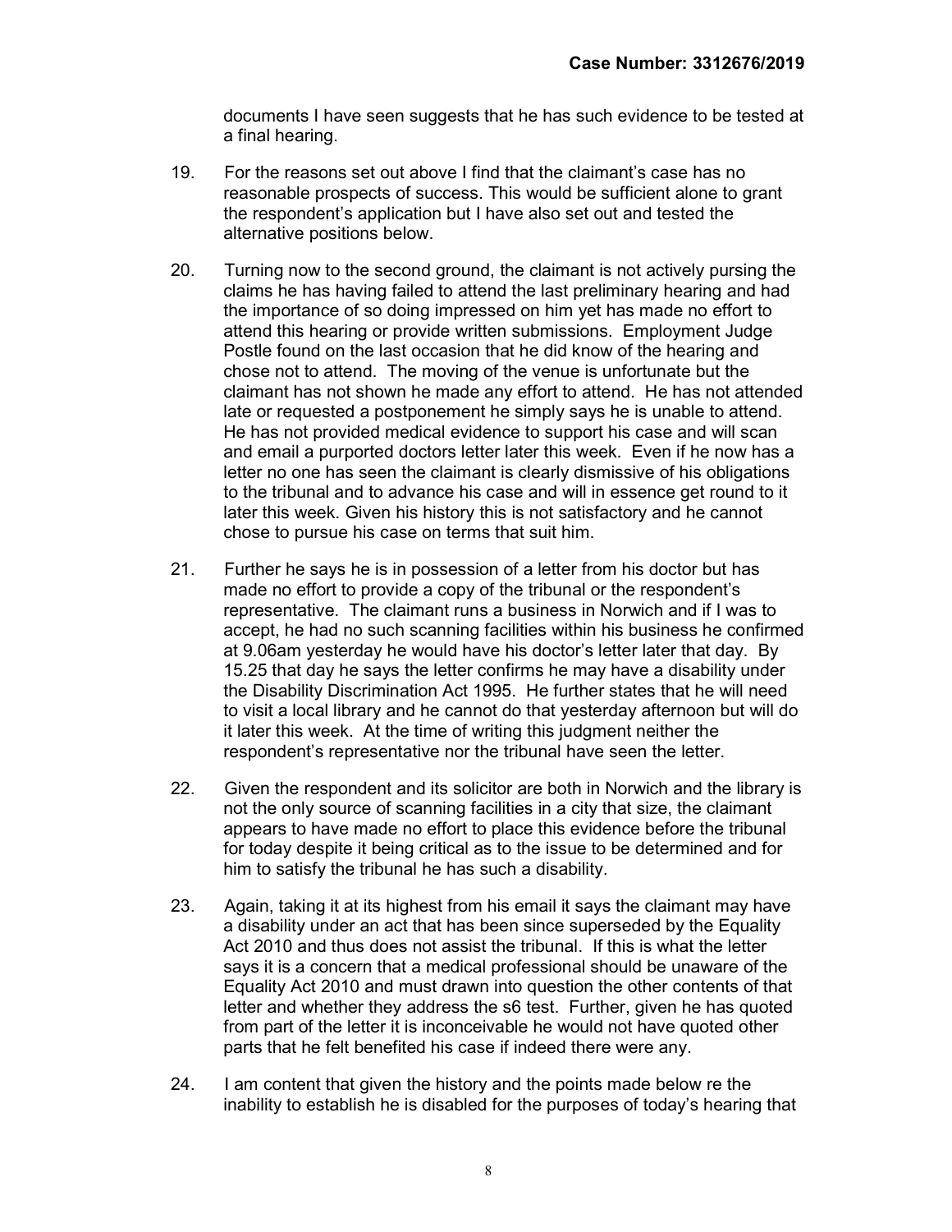documents I have seen suggests that he has such evidence to be tested at a final hearing.

19. For the reasons set out above I find that the claimant's case has no reasonable prospects of success. This would be sufficient alone to grant the respondent's application but I have also set out and tested the alternative positions below.

20. Turning now to the second ground, the claimant is not actively pursing the claims he has having failed to attend the last preliminary hearing and had the importance of so doing impressed on him yet has made no effort to attend this hearing or provide written submissions. Employment Judge Postle found on the last occasion that he did know of the hearing and chose not to attend. The moving of the venue is unfortunate but the claimant has not shown he made any effort to attend. He has not attended late or requested a postponement he simply says he is unable to attend. He has not provided medical evidence to support his case and will scan and email a purported doctors letter later this week. Even if he now has a letter no one has seen the claimant is clearly dismissive of his obligations to the tribunal and to advance his case and will in essence get round to it later this week. Given his history this is not satisfactory and he cannot chose to pursue his case on terms that suit him.

21. Further he says he is in possession of a letter from his doctor but has made no effort to provide a copy of the tribunal or the respondent's representative. The claimant runs a business in Norwich and if I was to accept, he had no such scanning facilities within his business he confirmed at 9.06am yesterday he would have his doctor's letter later that day. By 15.25 that day he says the letter confirms he may have a disability under the Disability Discrimination Act 1995. He further states that he will need to visit a local library and he cannot do that yesterday afternoon but will do it later this week. At the time of writing this judgment neither the respondent's representative nor the tribunal have seen the letter.

22. Given the respondent and its solicitor are both in Norwich and the library is not the only source of scanning facilities in a city that size, the claimant appears to have made no effort to place this evidence before the tribunal for today despite it being critical as to the issue to be determined and for him to satisfy the tribunal he has such a disability.

23. Again, taking it at its highest from his email it says the claimant may have a disability under an act that has been since superseded by the Equality Act 2010 and thus does not assist the tribunal. If this is what the letter says it is a concern that a medical professional should be unaware of the Equality Act 2010 and must drawn into question the other contents of that letter and whether they address the s6 test. Further, given he has quoted from part of the letter it is inconceivable he would not have quoted other parts that he felt benefited his case if indeed there were any.

24. I am content that given the history and the points made below re the inability to establish he is disabled for the purposes of today's hearing that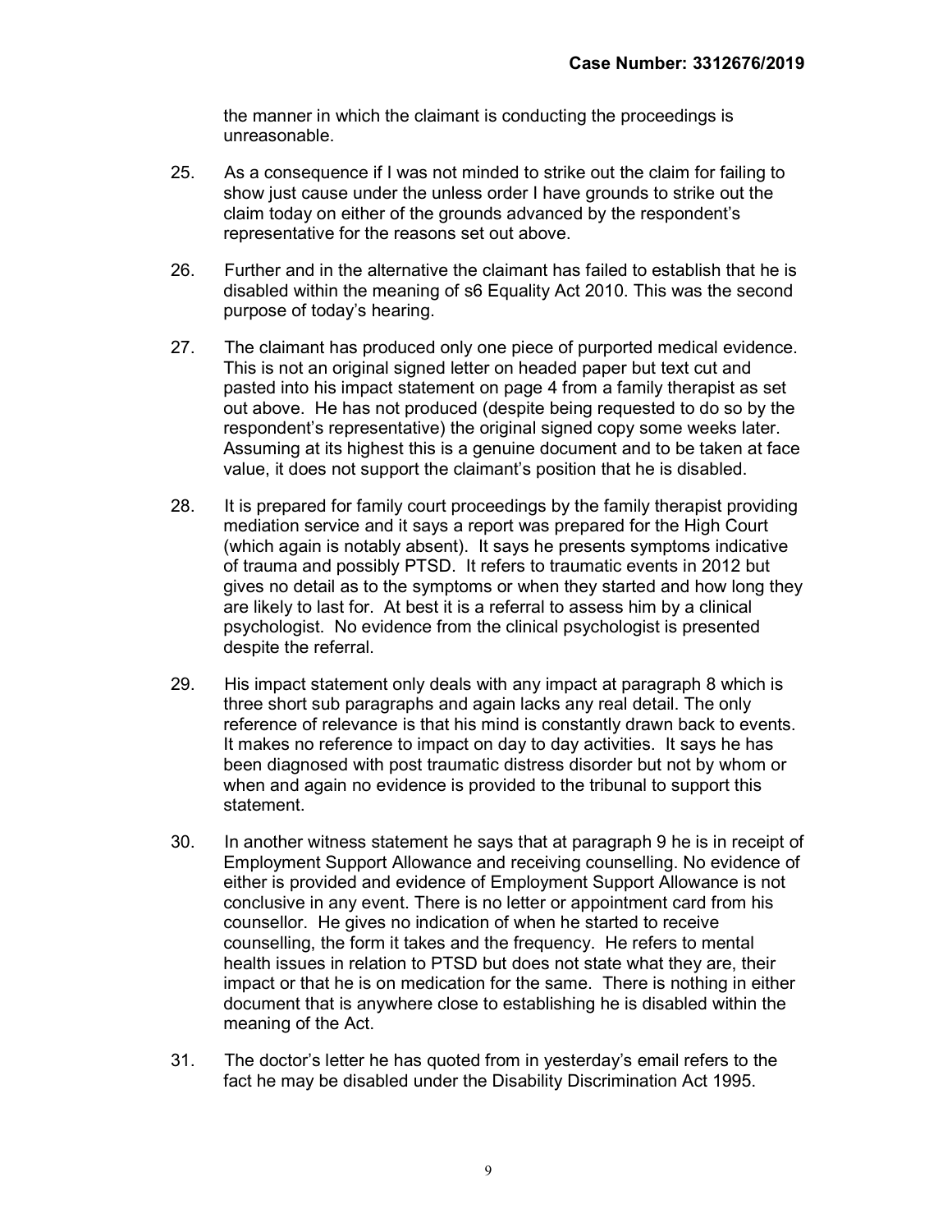the manner in which the claimant is conducting the proceedings is unreasonable.

25. As a consequence if I was not minded to strike out the claim for failing to show just cause under the unless order I have grounds to strike out the claim today on either of the grounds advanced by the respondent's representative for the reasons set out above.

26. Further and in the alternative the claimant has failed to establish that he is disabled within the meaning of s6 Equality Act 2010. This was the second purpose of today's hearing.

27. The claimant has produced only one piece of purported medical evidence. This is not an original signed letter on headed paper but text cut and pasted into his impact statement on page 4 from a family therapist as set out above. He has not produced (despite being requested to do so by the respondent's representative) the original signed copy some weeks later. Assuming at its highest this is a genuine document and to be taken at face value, it does not support the claimant's position that he is disabled.

28. It is prepared for family court proceedings by the family therapist providing mediation service and it says a report was prepared for the High Court (which again is notably absent). It says he presents symptoms indicative of trauma and possibly PTSD. It refers to traumatic events in 2012 but gives no detail as to the symptoms or when they started and how long they are likely to last for. At best it is a referral to assess him by a clinical psychologist. No evidence from the clinical psychologist is presented despite the referral.

29. His impact statement only deals with any impact at paragraph 8 which is three short sub paragraphs and again lacks any real detail. The only reference of relevance is that his mind is constantly drawn back to events. It makes no reference to impact on day to day activities. It says he has been diagnosed with post traumatic distress disorder but not by whom or when and again no evidence is provided to the tribunal to support this statement.

30. In another witness statement he says that at paragraph 9 he is in receipt of Employment Support Allowance and receiving counselling. No evidence of either is provided and evidence of Employment Support Allowance is not conclusive in any event. There is no letter or appointment card from his counsellor. He gives no indication of when he started to receive counselling, the form it takes and the frequency. He refers to mental health issues in relation to PTSD but does not state what they are, their impact or that he is on medication for the same. There is nothing in either document that is anywhere close to establishing he is disabled within the meaning of the Act.

31. The doctor's letter he has quoted from in yesterday's email refers to the fact he may be disabled under the Disability Discrimination Act 1995.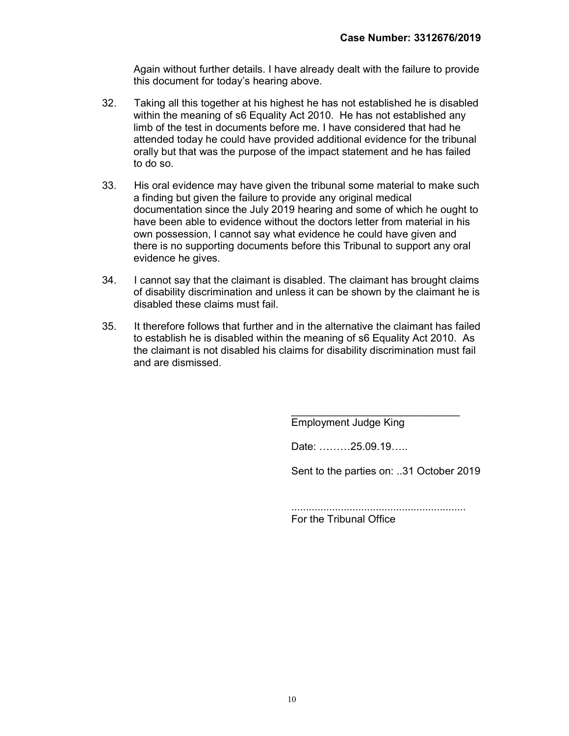Again without further details. I have already dealt with the failure to provide this document for today's hearing above.

32. Taking all this together at his highest he has not established he is disabled within the meaning of s6 Equality Act 2010. He has not established any limb of the test in documents before me. I have considered that had he attended today he could have provided additional evidence for the tribunal orally but that was the purpose of the impact statement and he has failed to do so.

33. His oral evidence may have given the tribunal some material to make such a finding but given the failure to provide any original medical documentation since the July 2019 hearing and some of which he ought to have been able to evidence without the doctors letter from material in his own possession, I cannot say what evidence he could have given and there is no supporting documents before this Tribunal to support any oral evidence he gives.

34. I cannot say that the claimant is disabled. The claimant has brought claims of disability discrimination and unless it can be shown by the claimant he is disabled these claims must fail.

35. It therefore follows that further and in the alternative the claimant has failed to establish he is disabled within the meaning of s6 Equality Act 2010. As the claimant is not disabled his claims for disability discrimination must fail and are dismissed.

_____________________________
Employment Judge King

Date: ………25.09.19…..

Sent to the parties on: ..31 October 2019

...........................................................
For the Tribunal Office